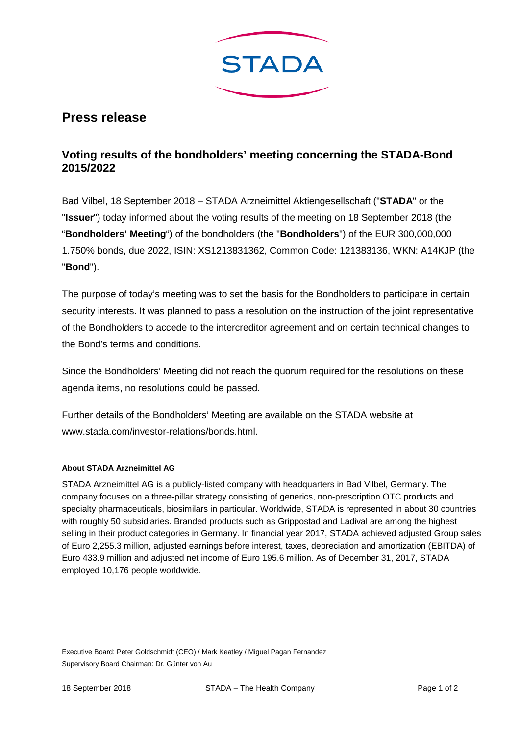STADA

# Press release

## Voting results of the bondholders' meeting concerning the STADA-Bond 2015/2022

Bad Vilbel, 18 September 2018 – STADA Arzneimittel Aktiengesellschaft ("**STADA**" or the "**Issuer**") today informed about the voting results of the meeting on 18 September 2018 (the "**Bondholders' Meeting**") of the bondholders (the "**Bondholders**") of the EUR 300,000,000 1.750% bonds, due 2022, ISIN: XS1213831362, Common Code: 121383136, WKN: A14KJP (the "**Bond**").

The purpose of today's meeting was to set the basis for the Bondholders to participate in certain security interests. It was planned to pass a resolution on the instruction of the joint representative of the Bondholders to accede to the intercreditor agreement and on certain technical changes to the Bond's terms and conditions.

Since the Bondholders' Meeting did not reach the quorum required for the resolutions on these agenda items, no resolutions could be passed.

Further details of the Bondholders' Meeting are available on the STADA website at www.stada.com/investor-relations/bonds.html.

**About STADA Arzneimittel AG**

STADA Arzneimittel AG is a publicly-listed company with headquarters in Bad Vilbel, Germany. The company focuses on a three-pillar strategy consisting of generics, non-prescription OTC products and specialty pharmaceuticals, biosimilars in particular. Worldwide, STADA is represented in about 30 countries with roughly 50 subsidiaries. Branded products such as Grippostad and Ladival are among the highest selling in their product categories in Germany. In financial year 2017, STADA achieved adjusted Group sales of Euro 2,255.3 million, adjusted earnings before interest, taxes, depreciation and amortization (EBITDA) of Euro 433.9 million and adjusted net income of Euro 195.6 million. As of December 31, 2017, STADA employed 10,176 people worldwide.

Executive Board: Peter Goldschmidt (CEO) / Mark Keatley / Miguel Pagan Fernandez
Supervisory Board Chairman: Dr. Günter von Au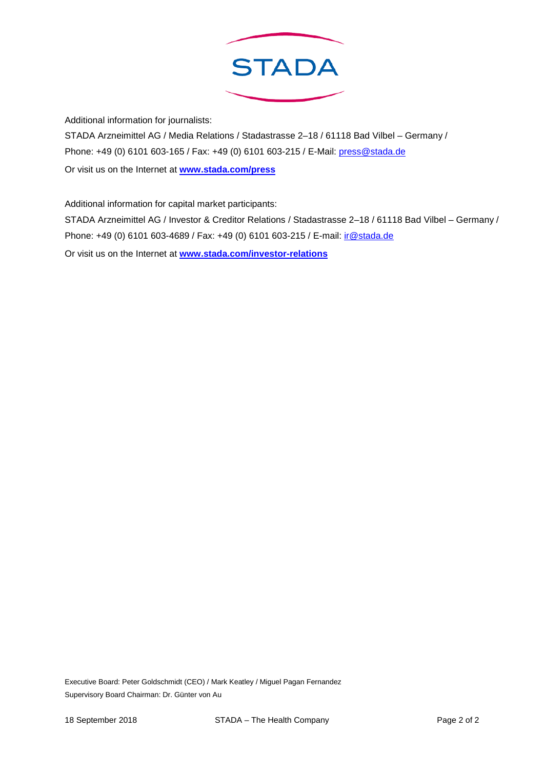Additional information for journalists:

STADA Arzneimittel AG / Media Relations / Stadastrasse 2–18 / 61118 Bad Vilbel – Germany /
Phone: +49 (0) 6101 603-165 / Fax: +49 (0) 6101 603-215 / E-Mail: press@stada.de

Or visit us on the Internet at **www.stada.com/press**

Additional information for capital market participants:

STADA Arzneimittel AG / Investor & Creditor Relations / Stadastrasse 2–18 / 61118 Bad Vilbel – Germany /
Phone: +49 (0) 6101 603-4689 / Fax: +49 (0) 6101 603-215 / E-mail: ir@stada.de

Or visit us on the Internet at **www.stada.com/investor-relations**

Executive Board: Peter Goldschmidt (CEO) / Mark Keatley / Miguel Pagan Fernandez
Supervisory Board Chairman: Dr. Günter von Au